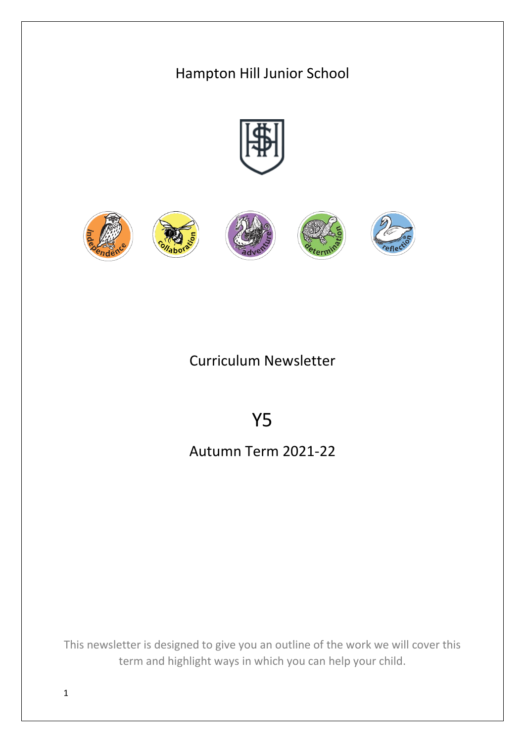# Hampton Hill Junior School

independence · collaboration · adventure · determination · reflection

## Curriculum Newsletter

# Y5

## Autumn Term 2021-22

This newsletter is designed to give you an outline of the work we will cover this term and highlight ways in which you can help your child.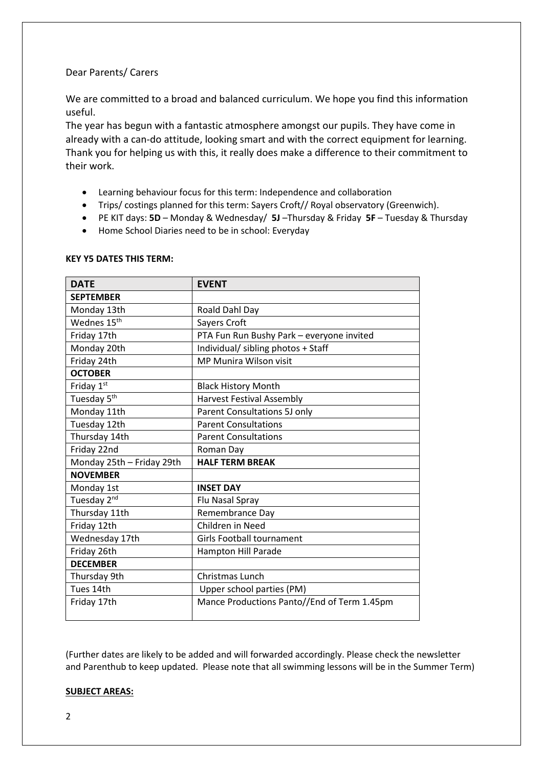Dear Parents/ Carers

We are committed to a broad and balanced curriculum. We hope you find this information useful.
The year has begun with a fantastic atmosphere amongst our pupils. They have come in already with a can-do attitude, looking smart and with the correct equipment for learning. Thank you for helping us with this, it really does make a difference to their commitment to their work.

- Learning behaviour focus for this term: Independence and collaboration
- Trips/ costings planned for this term: Sayers Croft// Royal observatory (Greenwich).
- PE KIT days: **5D** – Monday & Wednesday/ **5J** –Thursday & Friday **5F** – Tuesday & Thursday
- Home School Diaries need to be in school: Everyday

**KEY Y5 DATES THIS TERM:**

| **DATE** | **EVENT** |
| --- | --- |
| **SEPTEMBER** | |
| Monday 13th | Roald Dahl Day |
| Wednes 15th | Sayers Croft |
| Friday 17th | PTA Fun Run Bushy Park – everyone invited |
| Monday 20th | Individual/ sibling photos + Staff |
| Friday 24th | MP Munira Wilson visit |
| **OCTOBER** | |
| Friday 1st | Black History Month |
| Tuesday 5th | Harvest Festival Assembly |
| Monday 11th | Parent Consultations 5J only |
| Tuesday 12th | Parent Consultations |
| Thursday 14th | Parent Consultations |
| Friday 22nd | Roman Day |
| Monday 25th – Friday 29th | **HALF TERM BREAK** |
| **NOVEMBER** | |
| Monday 1st | **INSET DAY** |
| Tuesday 2nd | Flu Nasal Spray |
| Thursday 11th | Remembrance Day |
| Friday 12th | Children in Need |
| Wednesday 17th | Girls Football tournament |
| Friday 26th | Hampton Hill Parade |
| **DECEMBER** | |
| Thursday 9th | Christmas Lunch |
| Tues 14th | Upper school parties (PM) |
| Friday 17th | Mance Productions Panto//End of Term 1.45pm |

(Further dates are likely to be added and will forwarded accordingly. Please check the newsletter and Parenthub to keep updated. Please note that all swimming lessons will be in the Summer Term)

**SUBJECT AREAS:**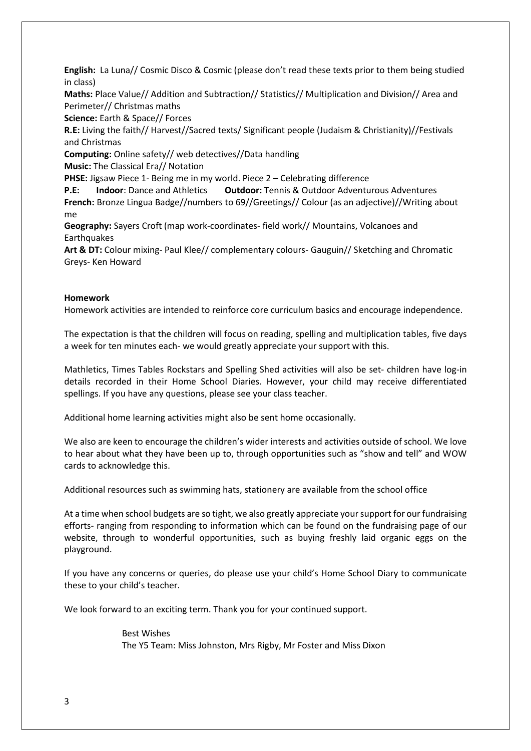**English:** La Luna// Cosmic Disco & Cosmic (please don't read these texts prior to them being studied in class)

**Maths:** Place Value// Addition and Subtraction// Statistics// Multiplication and Division// Area and Perimeter// Christmas maths

**Science:** Earth & Space// Forces

**R.E:** Living the faith// Harvest//Sacred texts/ Significant people (Judaism & Christianity)//Festivals and Christmas

**Computing:** Online safety// web detectives//Data handling

**Music:** The Classical Era// Notation

**PHSE:** Jigsaw Piece 1- Being me in my world. Piece 2 – Celebrating difference

**P.E:** **Indoor**: Dance and Athletics **Outdoor:** Tennis & Outdoor Adventurous Adventures

**French:** Bronze Lingua Badge//numbers to 69//Greetings// Colour (as an adjective)//Writing about me

**Geography:** Sayers Croft (map work-coordinates- field work// Mountains, Volcanoes and Earthquakes

**Art & DT:** Colour mixing- Paul Klee// complementary colours- Gauguin// Sketching and Chromatic Greys- Ken Howard

**Homework**

Homework activities are intended to reinforce core curriculum basics and encourage independence.

The expectation is that the children will focus on reading, spelling and multiplication tables, five days a week for ten minutes each- we would greatly appreciate your support with this.

Mathletics, Times Tables Rockstars and Spelling Shed activities will also be set- children have log-in details recorded in their Home School Diaries. However, your child may receive differentiated spellings. If you have any questions, please see your class teacher.

Additional home learning activities might also be sent home occasionally.

We also are keen to encourage the children's wider interests and activities outside of school. We love to hear about what they have been up to, through opportunities such as "show and tell" and WOW cards to acknowledge this.

Additional resources such as swimming hats, stationery are available from the school office

At a time when school budgets are so tight, we also greatly appreciate your support for our fundraising efforts- ranging from responding to information which can be found on the fundraising page of our website, through to wonderful opportunities, such as buying freshly laid organic eggs on the playground.

If you have any concerns or queries, do please use your child's Home School Diary to communicate these to your child's teacher.

We look forward to an exciting term. Thank you for your continued support.

Best Wishes
The Y5 Team: Miss Johnston, Mrs Rigby, Mr Foster and Miss Dixon